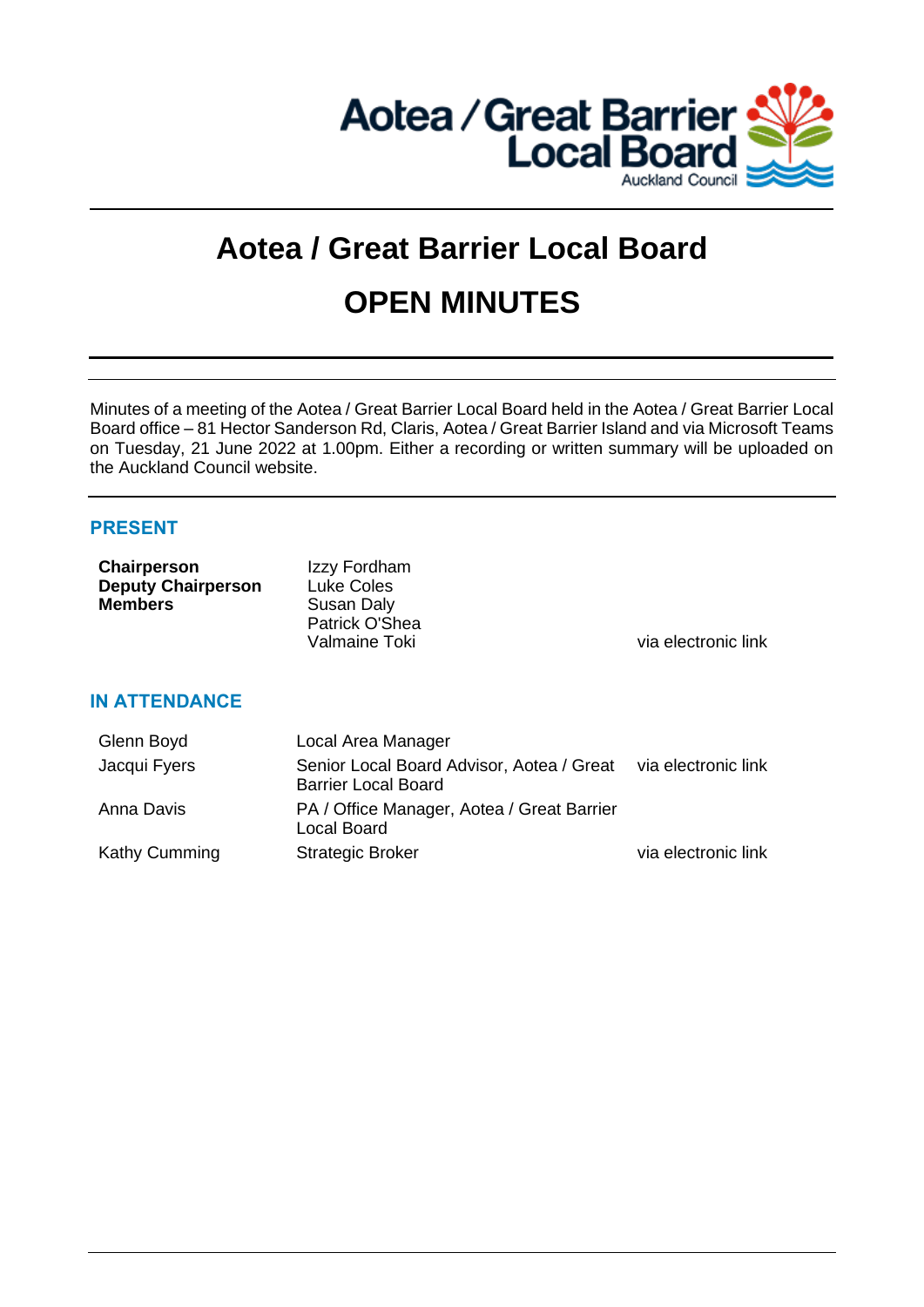# Aotea / Great Barrier Local Board

# OPEN MINUTES

Minutes of a meeting of the Aotea / Great Barrier Local Board held in the Aotea / Great Barrier Local Board office – 81 Hector Sanderson Rd, Claris, Aotea / Great Barrier Island and via Microsoft Teams on Tuesday, 21 June 2022 at 1.00pm. Either a recording or written summary will be uploaded on the Auckland Council website.

## PRESENT

| | | |
|---|---|---|
| **Chairperson** | Izzy Fordham | |
| **Deputy Chairperson** | Luke Coles | |
| **Members** | Susan Daly | |
| | Patrick O'Shea | |
| | Valmaine Toki | via electronic link |

## IN ATTENDANCE

| | | |
|---|---|---|
| Glenn Boyd | Local Area Manager | |
| Jacqui Fyers | Senior Local Board Advisor, Aotea / Great Barrier Local Board | via electronic link |
| Anna Davis | PA / Office Manager, Aotea / Great Barrier Local Board | |
| Kathy Cumming | Strategic Broker | via electronic link |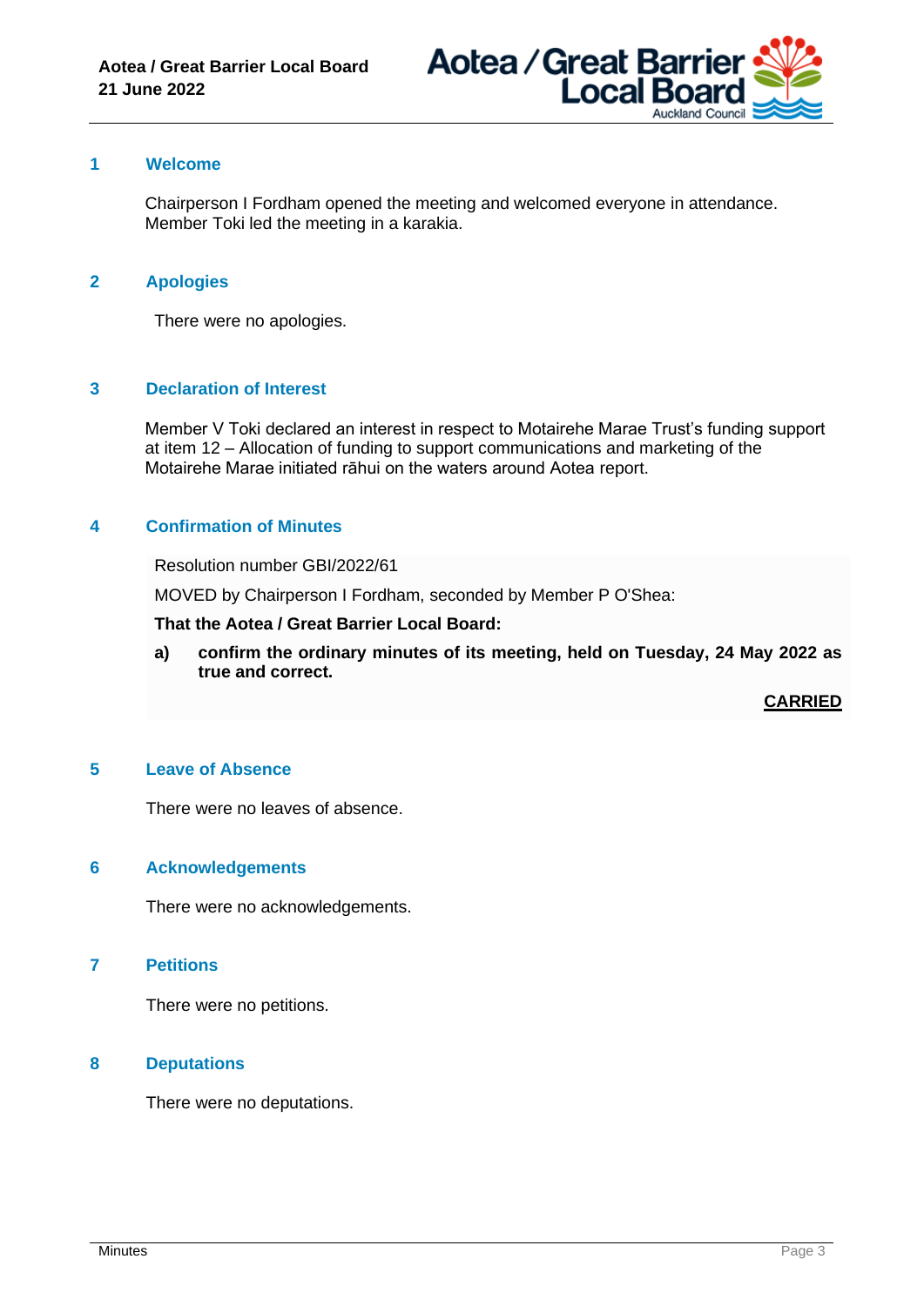## 1 Welcome

Chairperson I Fordham opened the meeting and welcomed everyone in attendance. Member Toki led the meeting in a karakia.

## 2 Apologies

There were no apologies.

## 3 Declaration of Interest

Member V Toki declared an interest in respect to Motairehe Marae Trust's funding support at item 12 – Allocation of funding to support communications and marketing of the Motairehe Marae initiated rāhui on the waters around Aotea report.

## 4 Confirmation of Minutes

Resolution number GBI/2022/61

MOVED by Chairperson I Fordham, seconded by Member P O'Shea:

**That the Aotea / Great Barrier Local Board:**

**a) confirm the ordinary minutes of its meeting, held on Tuesday, 24 May 2022 as true and correct.**

**CARRIED**

## 5 Leave of Absence

There were no leaves of absence.

## 6 Acknowledgements

There were no acknowledgements.

## 7 Petitions

There were no petitions.

## 8 Deputations

There were no deputations.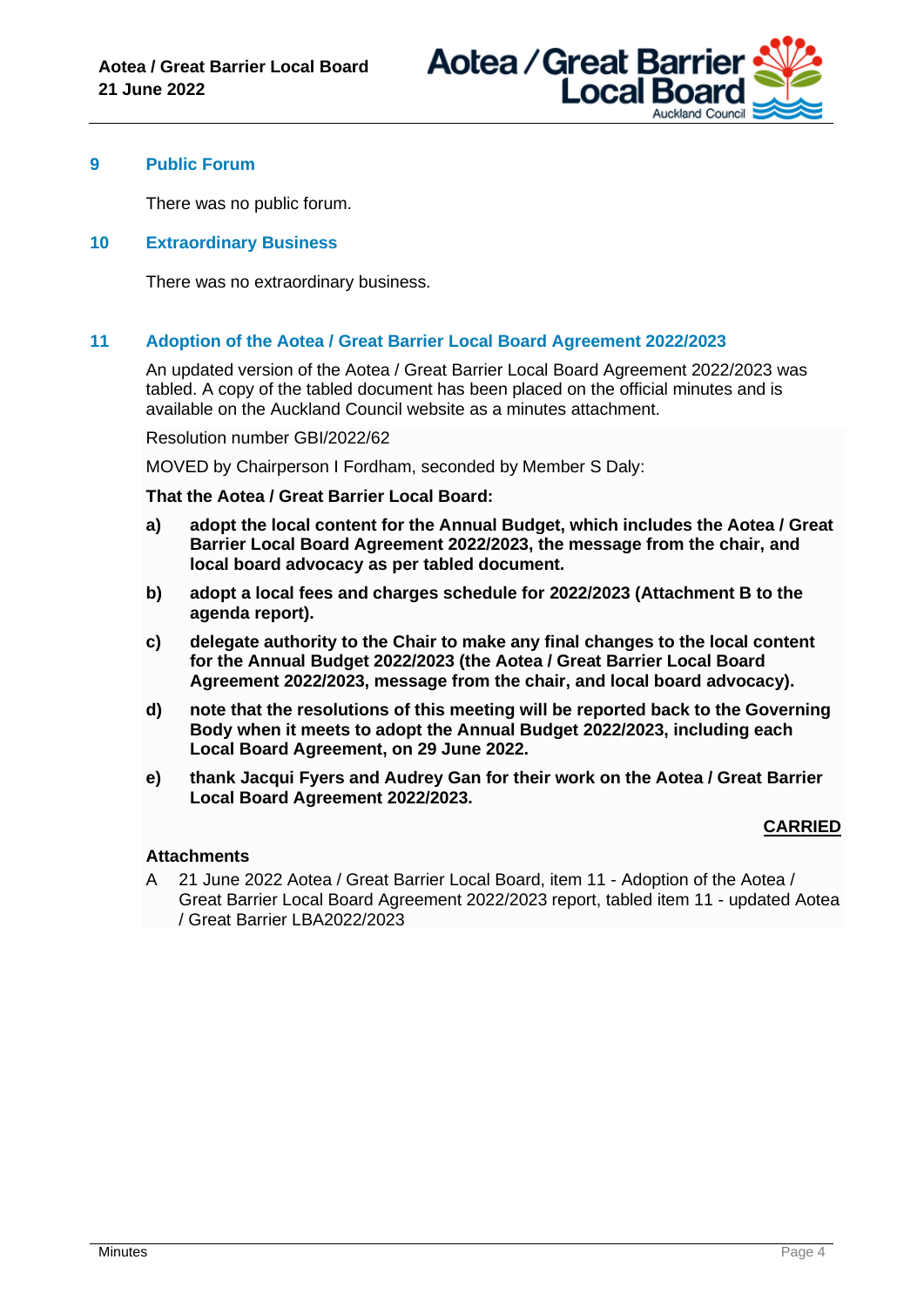## 9 Public Forum

There was no public forum.

## 10 Extraordinary Business

There was no extraordinary business.

## 11 Adoption of the Aotea / Great Barrier Local Board Agreement 2022/2023

An updated version of the Aotea / Great Barrier Local Board Agreement 2022/2023 was tabled. A copy of the tabled document has been placed on the official minutes and is available on the Auckland Council website as a minutes attachment.

Resolution number GBI/2022/62

MOVED by Chairperson I Fordham, seconded by Member S Daly:

**That the Aotea / Great Barrier Local Board:**

**a) adopt the local content for the Annual Budget, which includes the Aotea / Great Barrier Local Board Agreement 2022/2023, the message from the chair, and local board advocacy as per tabled document.**

**b) adopt a local fees and charges schedule for 2022/2023 (Attachment B to the agenda report).**

**c) delegate authority to the Chair to make any final changes to the local content for the Annual Budget 2022/2023 (the Aotea / Great Barrier Local Board Agreement 2022/2023, message from the chair, and local board advocacy).**

**d) note that the resolutions of this meeting will be reported back to the Governing Body when it meets to adopt the Annual Budget 2022/2023, including each Local Board Agreement, on 29 June 2022.**

**e) thank Jacqui Fyers and Audrey Gan for their work on the Aotea / Great Barrier Local Board Agreement 2022/2023.**

**CARRIED**

**Attachments**

A 21 June 2022 Aotea / Great Barrier Local Board, item 11 - Adoption of the Aotea / Great Barrier Local Board Agreement 2022/2023 report, tabled item 11 - updated Aotea / Great Barrier LBA2022/2023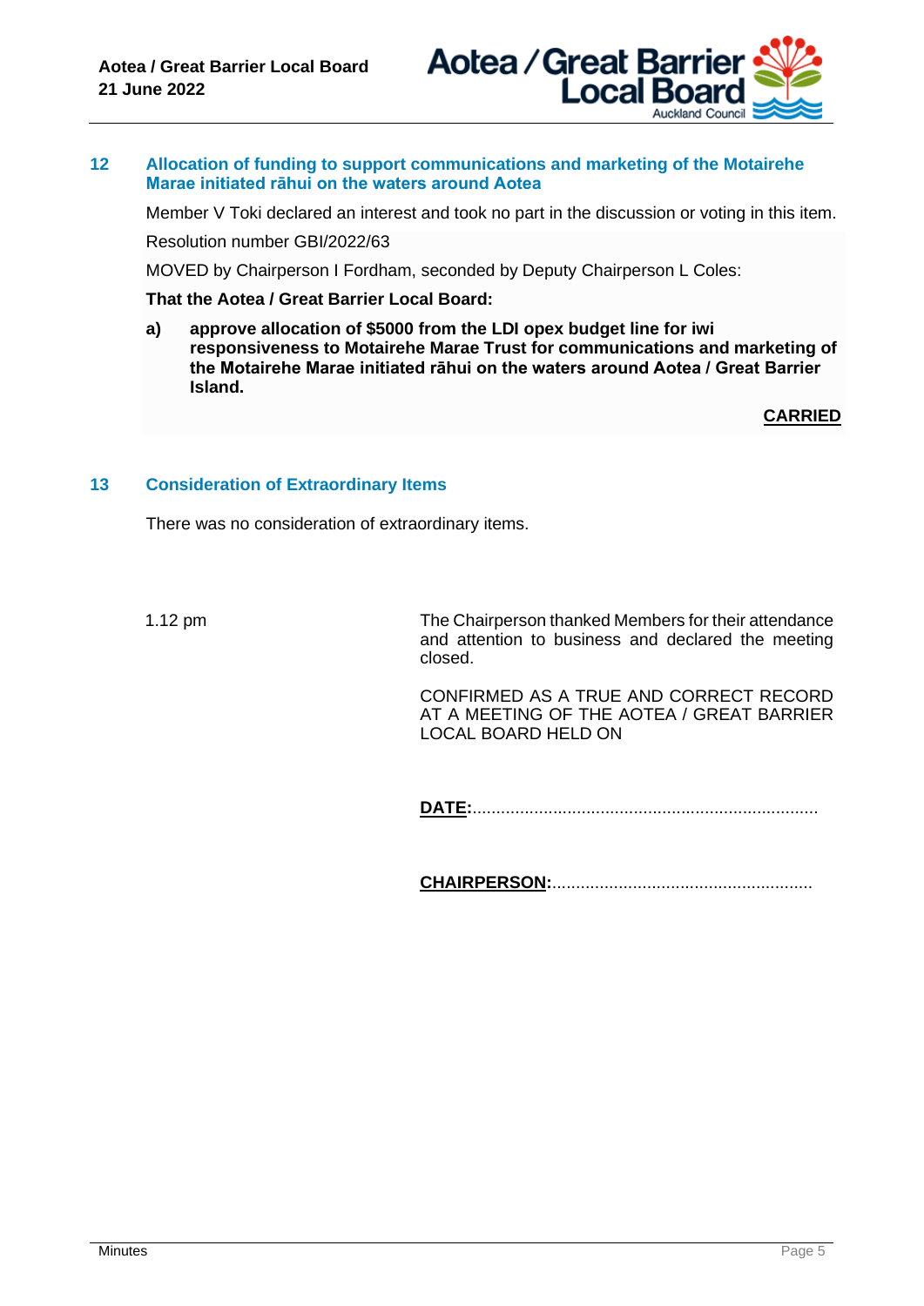## 12 Allocation of funding to support communications and marketing of the Motairehe Marae initiated rāhui on the waters around Aotea

Member V Toki declared an interest and took no part in the discussion or voting in this item.

Resolution number GBI/2022/63

MOVED by Chairperson I Fordham, seconded by Deputy Chairperson L Coles:

**That the Aotea / Great Barrier Local Board:**

**a) approve allocation of $5000 from the LDI opex budget line for iwi responsiveness to Motairehe Marae Trust for communications and marketing of the Motairehe Marae initiated rāhui on the waters around Aotea / Great Barrier Island.**

**CARRIED**

## 13 Consideration of Extraordinary Items

There was no consideration of extraordinary items.

1.12 pm

The Chairperson thanked Members for their attendance and attention to business and declared the meeting closed.

CONFIRMED AS A TRUE AND CORRECT RECORD AT A MEETING OF THE AOTEA / GREAT BARRIER LOCAL BOARD HELD ON

**DATE:**.........................................................................

**CHAIRPERSON:**.......................................................